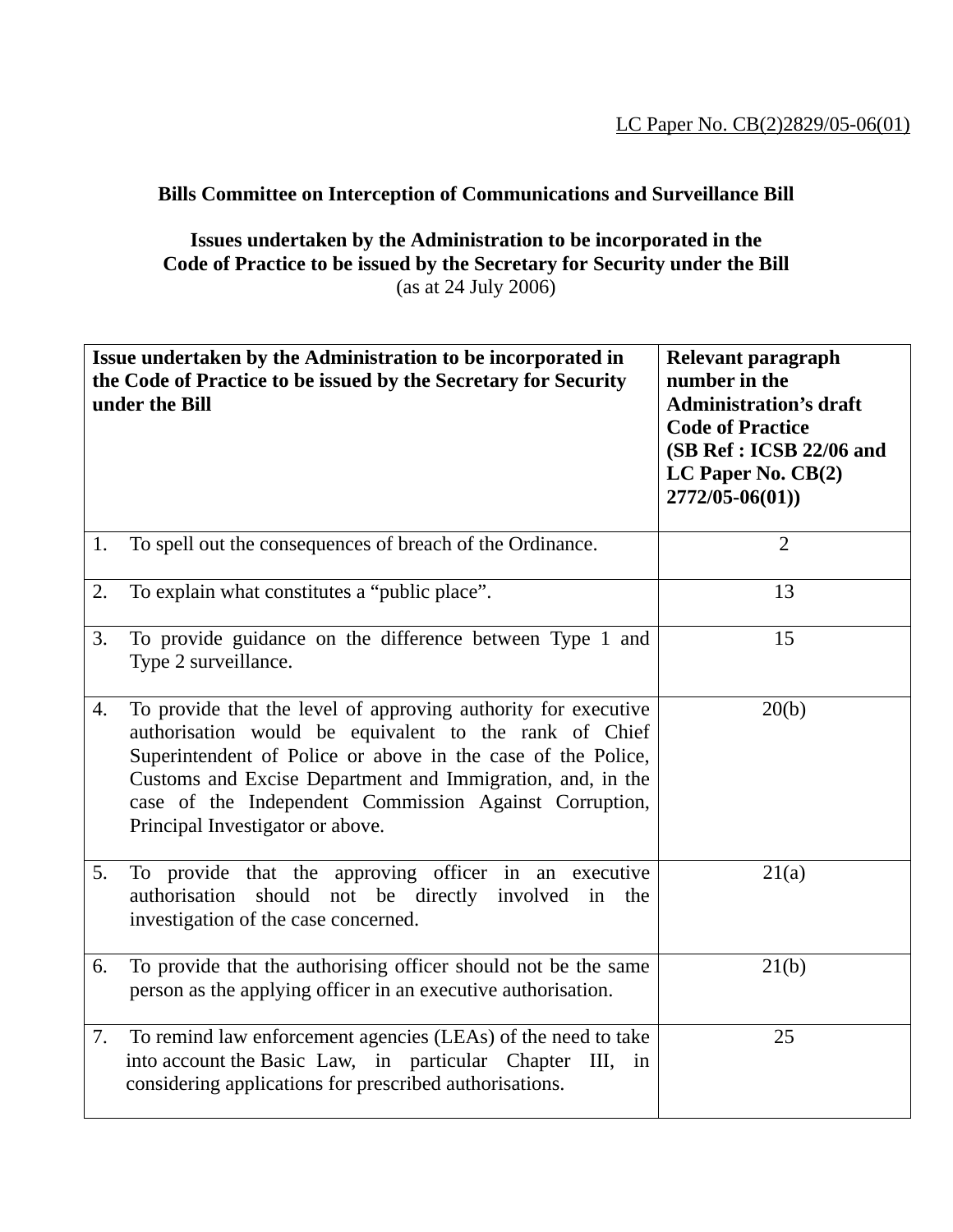LC Paper No. CB(2)2829/05-06(01)

**Bills Committee on Interception of Communications and Surveillance Bill**

**Issues undertaken by the Administration to be incorporated in the Code of Practice to be issued by the Secretary for Security under the Bill**
(as at 24 July 2006)

| **Issue undertaken by the Administration to be incorporated in the Code of Practice to be issued by the Secretary for Security under the Bill** | **Relevant paragraph number in the Administration's draft Code of Practice (SB Ref : ICSB 22/06 and LC Paper No. CB(2) 2772/05-06(01))** |
|---|---|
| 1. To spell out the consequences of breach of the Ordinance. | 2 |
| 2. To explain what constitutes a "public place". | 13 |
| 3. To provide guidance on the difference between Type 1 and Type 2 surveillance. | 15 |
| 4. To provide that the level of approving authority for executive authorisation would be equivalent to the rank of Chief Superintendent of Police or above in the case of the Police, Customs and Excise Department and Immigration, and, in the case of the Independent Commission Against Corruption, Principal Investigator or above. | 20(b) |
| 5. To provide that the approving officer in an executive authorisation should not be directly involved in the investigation of the case concerned. | 21(a) |
| 6. To provide that the authorising officer should not be the same person as the applying officer in an executive authorisation. | 21(b) |
| 7. To remind law enforcement agencies (LEAs) of the need to take into account the Basic Law, in particular Chapter III, in considering applications for prescribed authorisations. | 25 |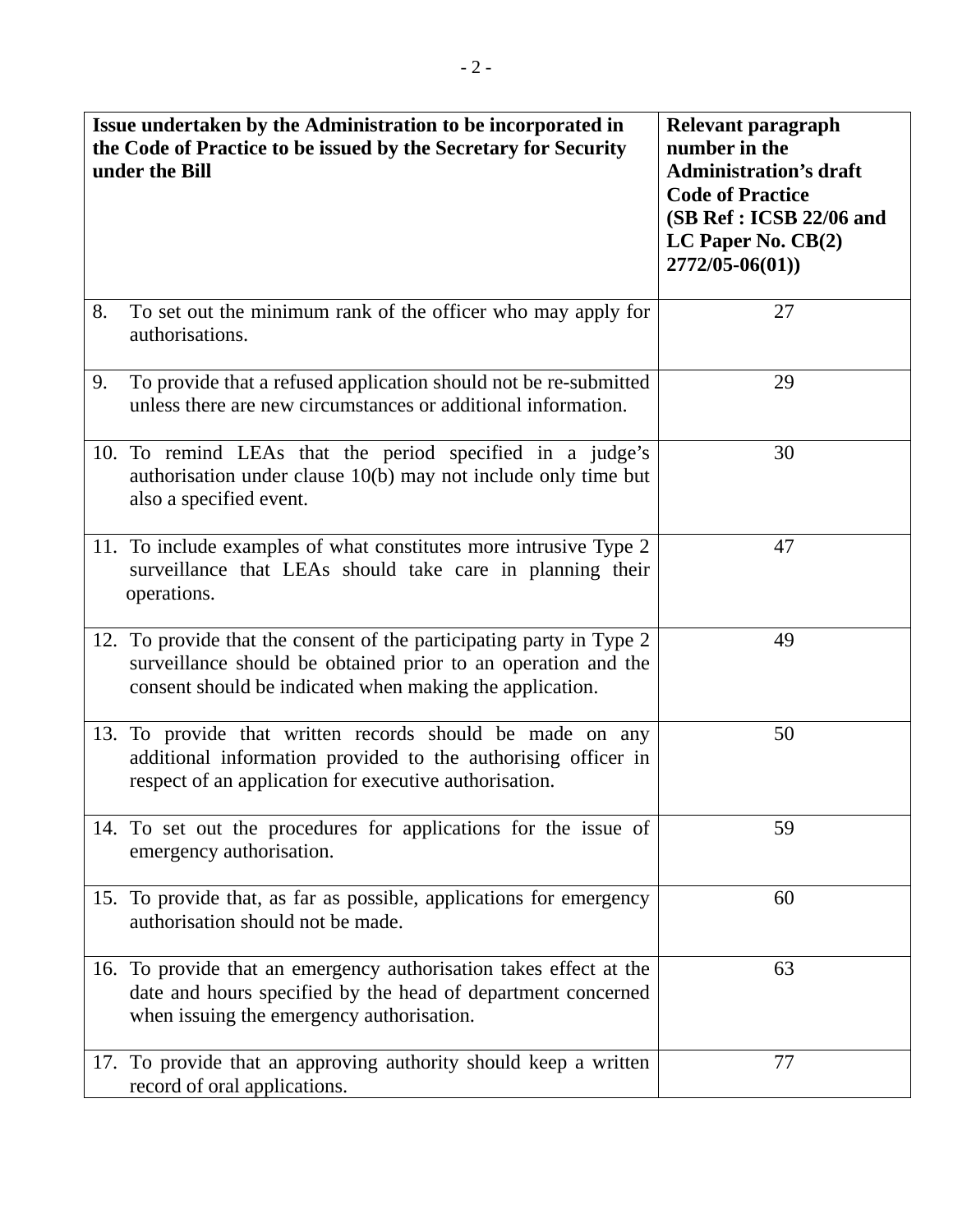| Issue undertaken by the Administration to be incorporated in the Code of Practice to be issued by the Secretary for Security under the Bill | Relevant paragraph number in the Administration's draft Code of Practice (SB Ref : ICSB 22/06 and LC Paper No. CB(2) 2772/05-06(01)) |
|---|---|
| 8. To set out the minimum rank of the officer who may apply for authorisations. | 27 |
| 9. To provide that a refused application should not be re-submitted unless there are new circumstances or additional information. | 29 |
| 10. To remind LEAs that the period specified in a judge's authorisation under clause 10(b) may not include only time but also a specified event. | 30 |
| 11. To include examples of what constitutes more intrusive Type 2 surveillance that LEAs should take care in planning their operations. | 47 |
| 12. To provide that the consent of the participating party in Type 2 surveillance should be obtained prior to an operation and the consent should be indicated when making the application. | 49 |
| 13. To provide that written records should be made on any additional information provided to the authorising officer in respect of an application for executive authorisation. | 50 |
| 14. To set out the procedures for applications for the issue of emergency authorisation. | 59 |
| 15. To provide that, as far as possible, applications for emergency authorisation should not be made. | 60 |
| 16. To provide that an emergency authorisation takes effect at the date and hours specified by the head of department concerned when issuing the emergency authorisation. | 63 |
| 17. To provide that an approving authority should keep a written record of oral applications. | 77 |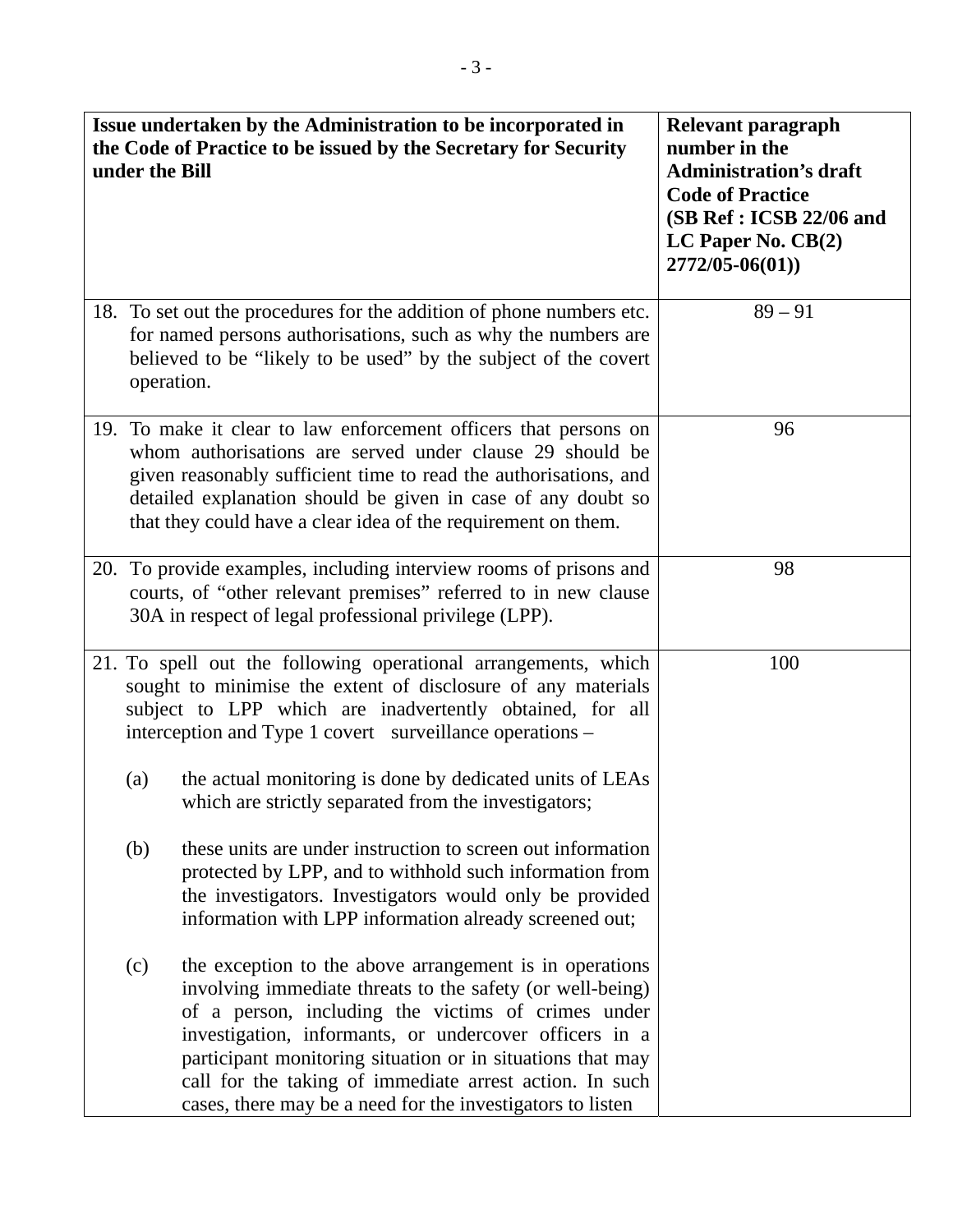| Issue undertaken by the Administration to be incorporated in the Code of Practice to be issued by the Secretary for Security under the Bill | Relevant paragraph number in the Administration's draft Code of Practice (SB Ref : ICSB 22/06 and LC Paper No. CB(2) 2772/05-06(01)) |
|---|---|
| 18. To set out the procedures for the addition of phone numbers etc. for named persons authorisations, such as why the numbers are believed to be "likely to be used" by the subject of the covert operation. | 89 – 91 |
| 19. To make it clear to law enforcement officers that persons on whom authorisations are served under clause 29 should be given reasonably sufficient time to read the authorisations, and detailed explanation should be given in case of any doubt so that they could have a clear idea of the requirement on them. | 96 |
| 20. To provide examples, including interview rooms of prisons and courts, of "other relevant premises" referred to in new clause 30A in respect of legal professional privilege (LPP). | 98 |
| 21. To spell out the following operational arrangements, which sought to minimise the extent of disclosure of any materials subject to LPP which are inadvertently obtained, for all interception and Type 1 covert surveillance operations –<br><br>(a) the actual monitoring is done by dedicated units of LEAs which are strictly separated from the investigators;<br><br>(b) these units are under instruction to screen out information protected by LPP, and to withhold such information from the investigators. Investigators would only be provided information with LPP information already screened out;<br><br>(c) the exception to the above arrangement is in operations involving immediate threats to the safety (or well-being) of a person, including the victims of crimes under investigation, informants, or undercover officers in a participant monitoring situation or in situations that may call for the taking of immediate arrest action. In such cases, there may be a need for the investigators to listen | 100 |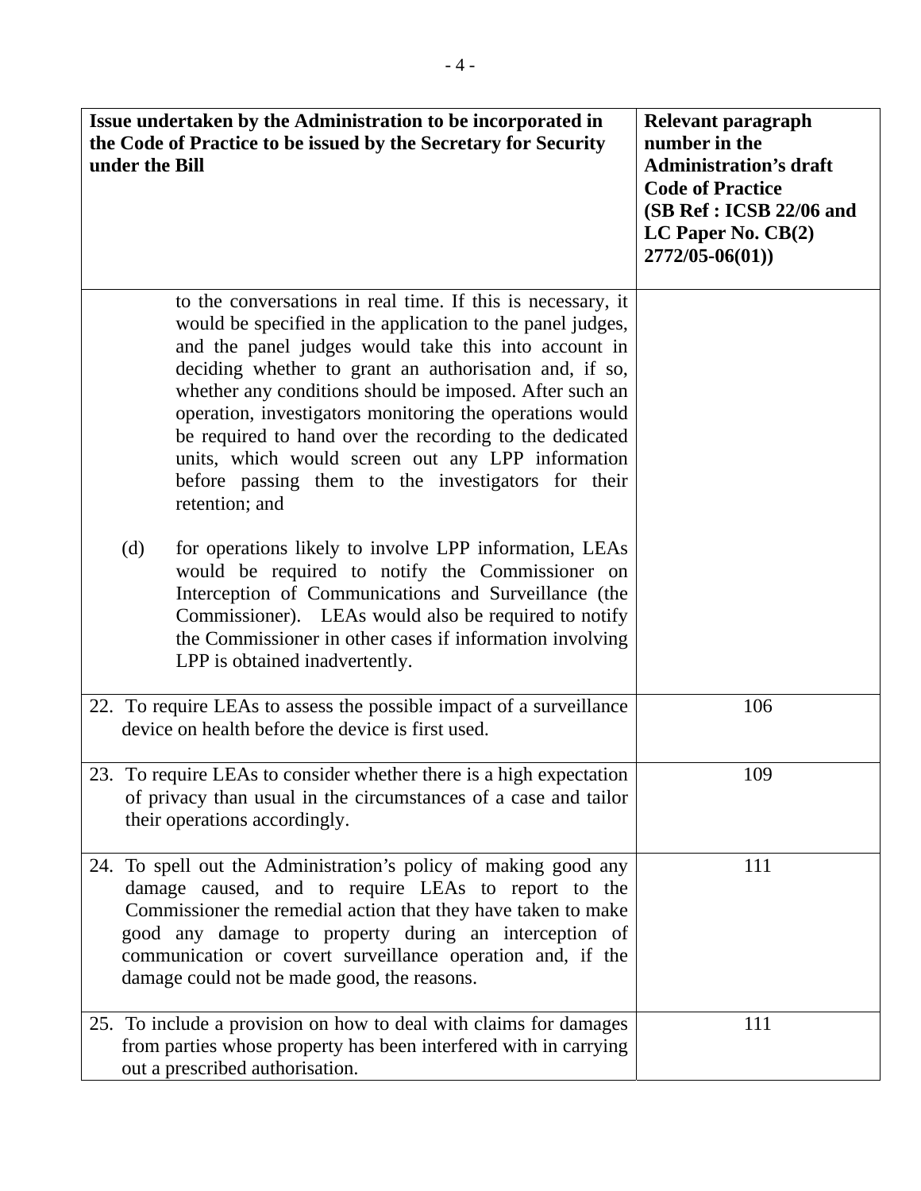| Issue undertaken by the Administration to be incorporated in the Code of Practice to be issued by the Secretary for Security under the Bill | Relevant paragraph number in the Administration's draft Code of Practice (SB Ref : ICSB 22/06 and LC Paper No. CB(2) 2772/05-06(01)) |
|---|---|
| to the conversations in real time. If this is necessary, it would be specified in the application to the panel judges, and the panel judges would take this into account in deciding whether to grant an authorisation and, if so, whether any conditions should be imposed. After such an operation, investigators monitoring the operations would be required to hand over the recording to the dedicated units, which would screen out any LPP information before passing them to the investigators for their retention; and<br><br>(d) for operations likely to involve LPP information, LEAs would be required to notify the Commissioner on Interception of Communications and Surveillance (the Commissioner). LEAs would also be required to notify the Commissioner in other cases if information involving LPP is obtained inadvertently. | |
| 22. To require LEAs to assess the possible impact of a surveillance device on health before the device is first used. | 106 |
| 23. To require LEAs to consider whether there is a high expectation of privacy than usual in the circumstances of a case and tailor their operations accordingly. | 109 |
| 24. To spell out the Administration's policy of making good any damage caused, and to require LEAs to report to the Commissioner the remedial action that they have taken to make good any damage to property during an interception of communication or covert surveillance operation and, if the damage could not be made good, the reasons. | 111 |
| 25. To include a provision on how to deal with claims for damages from parties whose property has been interfered with in carrying out a prescribed authorisation. | 111 |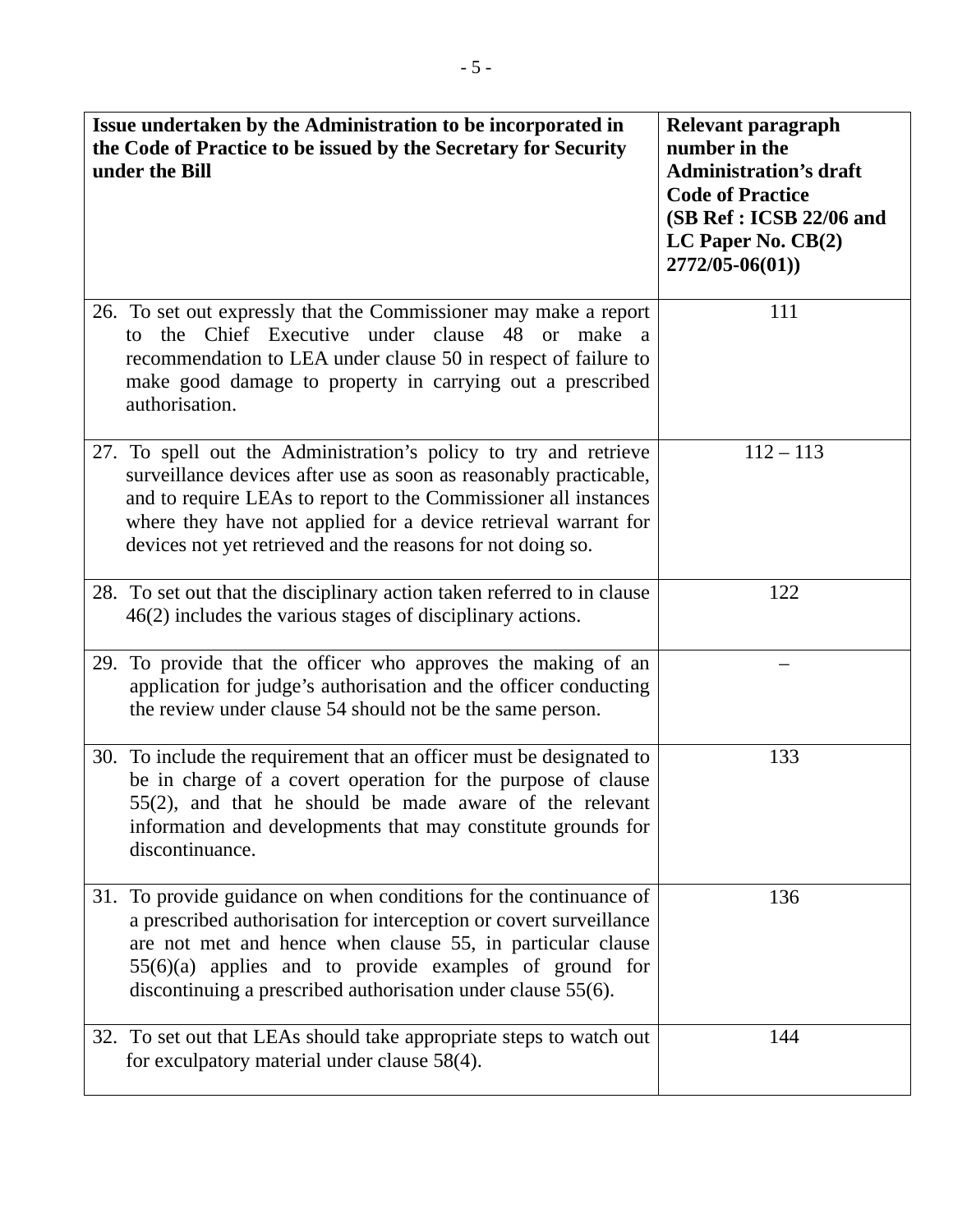| Issue undertaken by the Administration to be incorporated in the Code of Practice to be issued by the Secretary for Security under the Bill | Relevant paragraph number in the Administration's draft Code of Practice (SB Ref : ICSB 22/06 and LC Paper No. CB(2) 2772/05-06(01)) |
|---|---|
| 26. To set out expressly that the Commissioner may make a report to the Chief Executive under clause 48 or make a recommendation to LEA under clause 50 in respect of failure to make good damage to property in carrying out a prescribed authorisation. | 111 |
| 27. To spell out the Administration's policy to try and retrieve surveillance devices after use as soon as reasonably practicable, and to require LEAs to report to the Commissioner all instances where they have not applied for a device retrieval warrant for devices not yet retrieved and the reasons for not doing so. | 112 – 113 |
| 28. To set out that the disciplinary action taken referred to in clause 46(2) includes the various stages of disciplinary actions. | 122 |
| 29. To provide that the officer who approves the making of an application for judge's authorisation and the officer conducting the review under clause 54 should not be the same person. | – |
| 30. To include the requirement that an officer must be designated to be in charge of a covert operation for the purpose of clause 55(2), and that he should be made aware of the relevant information and developments that may constitute grounds for discontinuance. | 133 |
| 31. To provide guidance on when conditions for the continuance of a prescribed authorisation for interception or covert surveillance are not met and hence when clause 55, in particular clause 55(6)(a) applies and to provide examples of ground for discontinuing a prescribed authorisation under clause 55(6). | 136 |
| 32. To set out that LEAs should take appropriate steps to watch out for exculpatory material under clause 58(4). | 144 |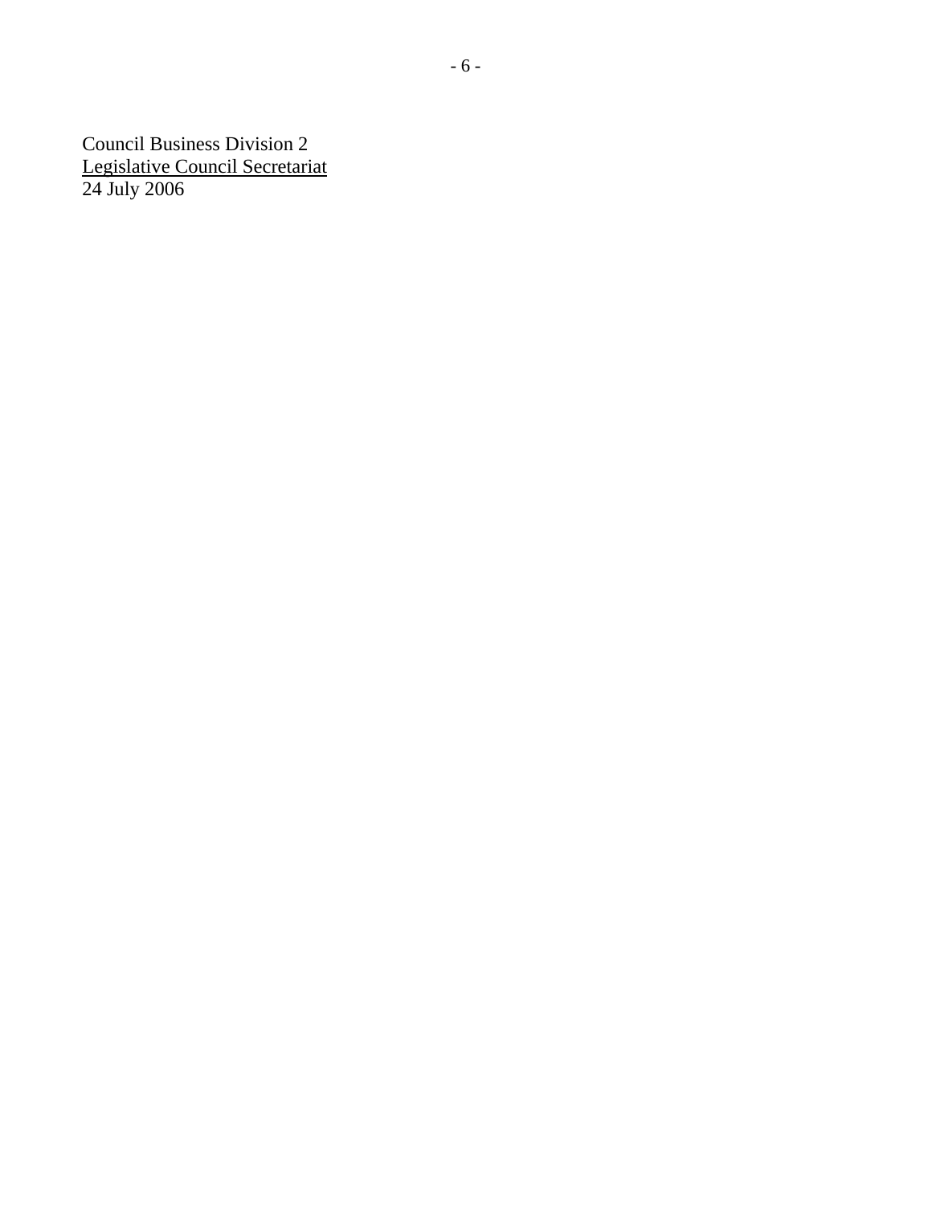Council Business Division 2
Legislative Council Secretariat
24 July 2006